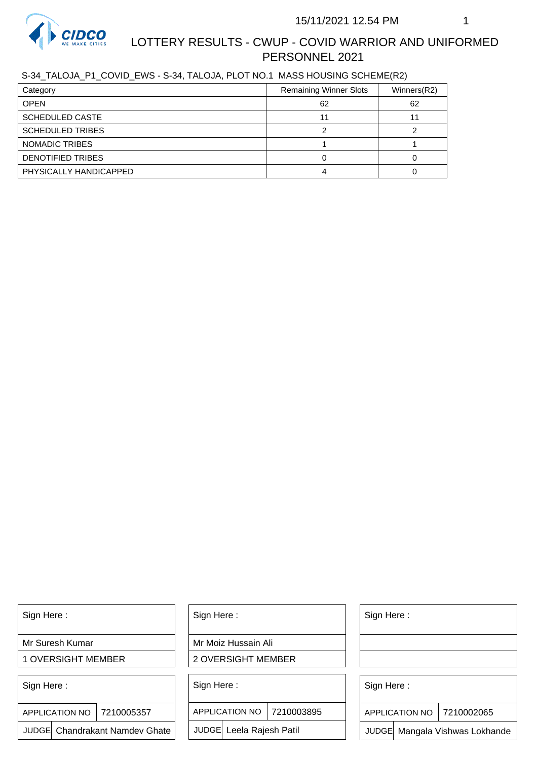# LOTTERY RESULTS - CWUP - COVID WARRIOR AND UNIFORMED PERSONNEL 2021

15/11/2021 12.54 PM

S-34_TALOJA_P1_COVID_EWS - S-34, TALOJA, PLOT NO.1 MASS HOUSING SCHEME(R2)

| Category | Remaining Winner Slots | Winners(R2) |
|---|---|---|
| OPEN | 62 | 62 |
| SCHEDULED CASTE | 11 | 11 |
| SCHEDULED TRIBES | 2 | 2 |
| NOMADIC TRIBES | 1 | 1 |
| DENOTIFIED TRIBES | 0 | 0 |
| PHYSICALLY HANDICAPPED | 4 | 0 |

| Sign Here : | Sign Here : | Sign Here : |
|---|---|---|
| Mr Suresh Kumar | Mr Moiz Hussain Ali | |
| 1 OVERSIGHT MEMBER | 2 OVERSIGHT MEMBER | |

| Sign Here : | | Sign Here : | | Sign Here : | |
|---|---|---|---|---|---|
| APPLICATION NO | 7210005357 | APPLICATION NO | 7210003895 | APPLICATION NO | 7210002065 |
| JUDGE | Chandrakant Namdev Ghate | JUDGE | Leela Rajesh Patil | JUDGE | Mangala Vishwas Lokhande |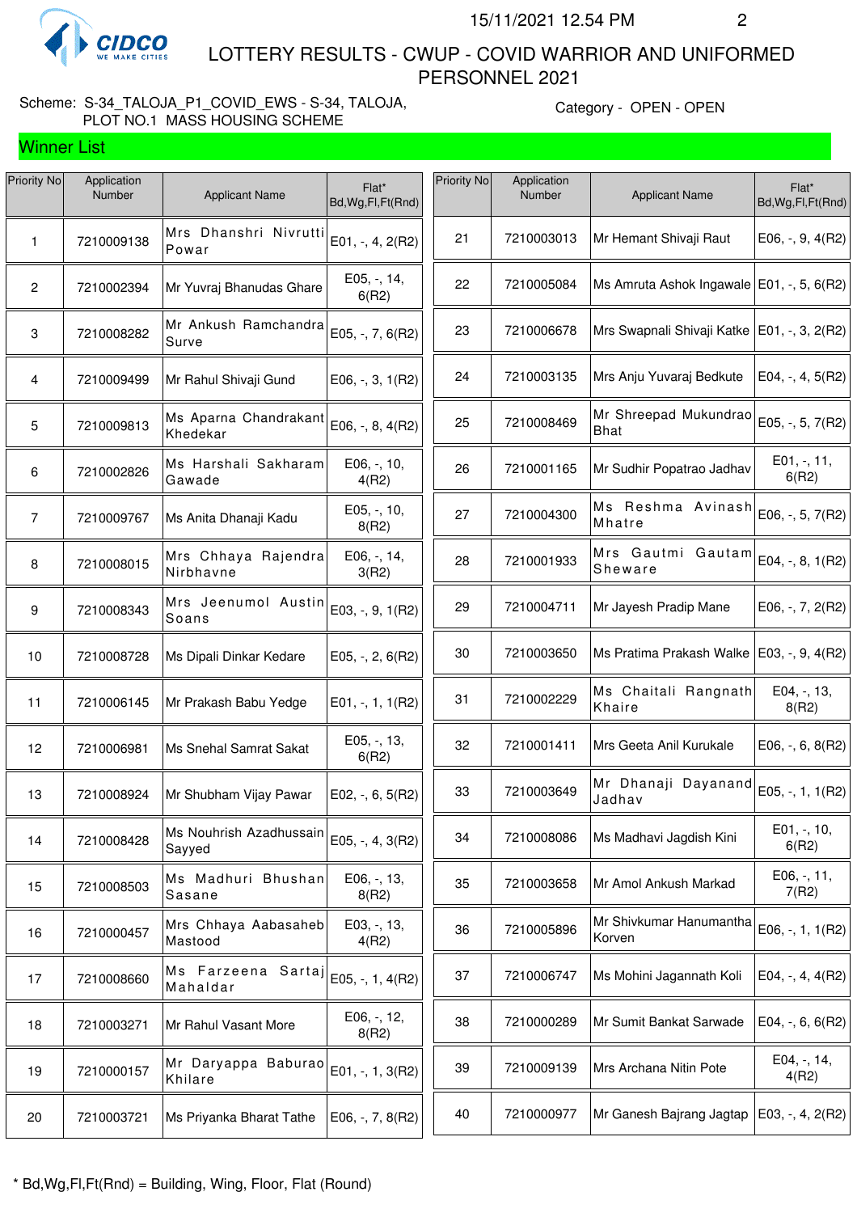LOTTERY RESULTS - CWUP - COVID WARRIOR AND UNIFORMED PERSONNEL 2021

15/11/2021 12.54 PM

Scheme: S-34_TALOJA_P1_COVID_EWS - S-34, TALOJA, PLOT NO.1 MASS HOUSING SCHEME

Category - OPEN - OPEN

## Winner List

| Priority No | Application Number | Applicant Name | Flat* Bd,Wg,Fl,Ft(Rnd) |
|---|---|---|---|
| 1 | 7210009138 | Mrs Dhanshri Nivrutti Powar | E01, -, 4, 2(R2) |
| 2 | 7210002394 | Mr Yuvraj Bhanudas Ghare | E05, -, 14, 6(R2) |
| 3 | 7210008282 | Mr Ankush Ramchandra Surve | E05, -, 7, 6(R2) |
| 4 | 7210009499 | Mr Rahul Shivaji Gund | E06, -, 3, 1(R2) |
| 5 | 7210009813 | Ms Aparna Chandrakant Khedekar | E06, -, 8, 4(R2) |
| 6 | 7210002826 | Ms Harshali Sakharam Gawade | E06, -, 10, 4(R2) |
| 7 | 7210009767 | Ms Anita Dhanaji Kadu | E05, -, 10, 8(R2) |
| 8 | 7210008015 | Mrs Chhaya Rajendra Nirbhavne | E06, -, 14, 3(R2) |
| 9 | 7210008343 | Mrs Jeenumol Austin Soans | E03, -, 9, 1(R2) |
| 10 | 7210008728 | Ms Dipali Dinkar Kedare | E05, -, 2, 6(R2) |
| 11 | 7210006145 | Mr Prakash Babu Yedge | E01, -, 1, 1(R2) |
| 12 | 7210006981 | Ms Snehal Samrat Sakat | E05, -, 13, 6(R2) |
| 13 | 7210008924 | Mr Shubham Vijay Pawar | E02, -, 6, 5(R2) |
| 14 | 7210008428 | Ms Nouhrish Azadhussain Sayyed | E05, -, 4, 3(R2) |
| 15 | 7210008503 | Ms Madhuri Bhushan Sasane | E06, -, 13, 8(R2) |
| 16 | 7210000457 | Mrs Chhaya Aabasaheb Mastood | E03, -, 13, 4(R2) |
| 17 | 7210008660 | Ms Farzeena Sartaj Mahaldar | E05, -, 1, 4(R2) |
| 18 | 7210003271 | Mr Rahul Vasant More | E06, -, 12, 8(R2) |
| 19 | 7210000157 | Mr Daryappa Baburao Khilare | E01, -, 1, 3(R2) |
| 20 | 7210003721 | Ms Priyanka Bharat Tathe | E06, -, 7, 8(R2) |
| 21 | 7210003013 | Mr Hemant Shivaji Raut | E06, -, 9, 4(R2) |
| 22 | 7210005084 | Ms Amruta Ashok Ingawale | E01, -, 5, 6(R2) |
| 23 | 7210006678 | Mrs Swapnali Shivaji Katke | E01, -, 3, 2(R2) |
| 24 | 7210003135 | Mrs Anju Yuvaraj Bedkute | E04, -, 4, 5(R2) |
| 25 | 7210008469 | Mr Shreepad Mukundrao Bhat | E05, -, 5, 7(R2) |
| 26 | 7210001165 | Mr Sudhir Popatrao Jadhav | E01, -, 11, 6(R2) |
| 27 | 7210004300 | Ms Reshma Avinash Mhatre | E06, -, 5, 7(R2) |
| 28 | 7210001933 | Mrs Gautmi Gautam Sheware | E04, -, 8, 1(R2) |
| 29 | 7210004711 | Mr Jayesh Pradip Mane | E06, -, 7, 2(R2) |
| 30 | 7210003650 | Ms Pratima Prakash Walke | E03, -, 9, 4(R2) |
| 31 | 7210002229 | Ms Chaitali Rangnath Khaire | E04, -, 13, 8(R2) |
| 32 | 7210001411 | Mrs Geeta Anil Kurukale | E06, -, 6, 8(R2) |
| 33 | 7210003649 | Mr Dhanaji Dayanand Jadhav | E05, -, 1, 1(R2) |
| 34 | 7210008086 | Ms Madhavi Jagdish Kini | E01, -, 10, 6(R2) |
| 35 | 7210003658 | Mr Amol Ankush Markad | E06, -, 11, 7(R2) |
| 36 | 7210005896 | Mr Shivkumar Hanumantha Korven | E06, -, 1, 1(R2) |
| 37 | 7210006747 | Ms Mohini Jagannath Koli | E04, -, 4, 4(R2) |
| 38 | 7210000289 | Mr Sumit Bankat Sarwade | E04, -, 6, 6(R2) |
| 39 | 7210009139 | Mrs Archana Nitin Pote | E04, -, 14, 4(R2) |
| 40 | 7210000977 | Mr Ganesh Bajrang Jagtap | E03, -, 4, 2(R2) |

* Bd,Wg,Fl,Ft(Rnd) = Building, Wing, Floor, Flat (Round)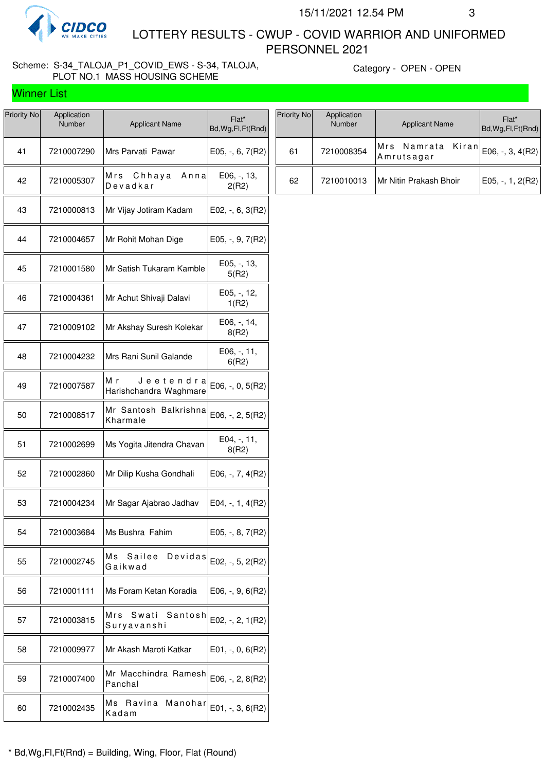# LOTTERY RESULTS - CWUP - COVID WARRIOR AND UNIFORMED PERSONNEL 2021

Scheme: S-34_TALOJA_P1_COVID_EWS - S-34, TALOJA, PLOT NO.1 MASS HOUSING SCHEME

Category - OPEN - OPEN

## Winner List

| Priority No | Application Number | Applicant Name | Flat* Bd,Wg,Fl,Ft(Rnd) |
|---|---|---|---|
| 41 | 7210007290 | Mrs Parvati Pawar | E05, -, 6, 7(R2) |
| 42 | 7210005307 | Mrs Chhaya Anna Devadkar | E06, -, 13, 2(R2) |
| 43 | 7210000813 | Mr Vijay Jotiram Kadam | E02, -, 6, 3(R2) |
| 44 | 7210004657 | Mr Rohit Mohan Dige | E05, -, 9, 7(R2) |
| 45 | 7210001580 | Mr Satish Tukaram Kamble | E05, -, 13, 5(R2) |
| 46 | 7210004361 | Mr Achut Shivaji Dalavi | E05, -, 12, 1(R2) |
| 47 | 7210009102 | Mr Akshay Suresh Kolekar | E06, -, 14, 8(R2) |
| 48 | 7210004232 | Mrs Rani Sunil Galande | E06, -, 11, 6(R2) |
| 49 | 7210007587 | Mr Jeetendra Harishchandra Waghmare | E06, -, 0, 5(R2) |
| 50 | 7210008517 | Mr Santosh Balkrishna Kharmale | E06, -, 2, 5(R2) |
| 51 | 7210002699 | Ms Yogita Jitendra Chavan | E04, -, 11, 8(R2) |
| 52 | 7210002860 | Mr Dilip Kusha Gondhali | E06, -, 7, 4(R2) |
| 53 | 7210004234 | Mr Sagar Ajabrao Jadhav | E04, -, 1, 4(R2) |
| 54 | 7210003684 | Ms Bushra Fahim | E05, -, 8, 7(R2) |
| 55 | 7210002745 | Ms Sailee Devidas Gaikwad | E02, -, 5, 2(R2) |
| 56 | 7210001111 | Ms Foram Ketan Koradia | E06, -, 9, 6(R2) |
| 57 | 7210003815 | Mrs Swati Santosh Suryavanshi | E02, -, 2, 1(R2) |
| 58 | 7210009977 | Mr Akash Maroti Katkar | E01, -, 0, 6(R2) |
| 59 | 7210007400 | Mr Macchindra Ramesh Panchal | E06, -, 2, 8(R2) |
| 60 | 7210002435 | Ms Ravina Manohar Kadam | E01, -, 3, 6(R2) |
| 61 | 7210008354 | Mrs Namrata Kiran Amrutsagar | E06, -, 3, 4(R2) |
| 62 | 7210010013 | Mr Nitin Prakash Bhoir | E05, -, 1, 2(R2) |

\* Bd,Wg,Fl,Ft(Rnd) = Building, Wing, Floor, Flat (Round)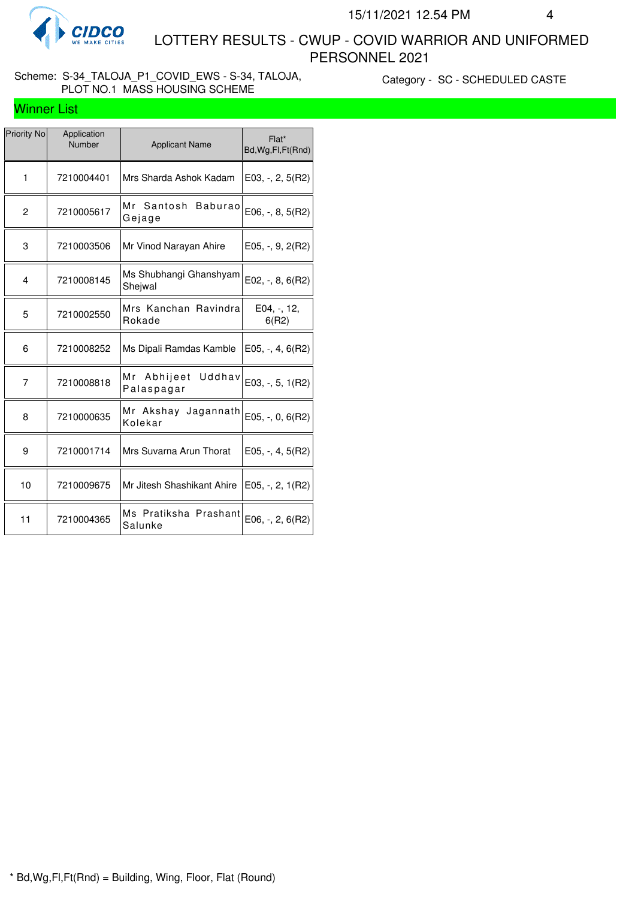# LOTTERY RESULTS - CWUP - COVID WARRIOR AND UNIFORMED PERSONNEL 2021

Scheme: S-34_TALOJA_P1_COVID_EWS - S-34, TALOJA, PLOT NO.1 MASS HOUSING SCHEME

Category - SC - SCHEDULED CASTE

## Winner List

| Priority No | Application Number | Applicant Name | Flat* Bd,Wg,Fl,Ft(Rnd) |
|---|---|---|---|
| 1 | 7210004401 | Mrs Sharda Ashok Kadam | E03, -, 2, 5(R2) |
| 2 | 7210005617 | Mr Santosh Baburao Gejage | E06, -, 8, 5(R2) |
| 3 | 7210003506 | Mr Vinod Narayan Ahire | E05, -, 9, 2(R2) |
| 4 | 7210008145 | Ms Shubhangi Ghanshyam Shejwal | E02, -, 8, 6(R2) |
| 5 | 7210002550 | Mrs Kanchan Ravindra Rokade | E04, -, 12, 6(R2) |
| 6 | 7210008252 | Ms Dipali Ramdas Kamble | E05, -, 4, 6(R2) |
| 7 | 7210008818 | Mr Abhijeet Uddhav Palaspagar | E03, -, 5, 1(R2) |
| 8 | 7210000635 | Mr Akshay Jagannath Kolekar | E05, -, 0, 6(R2) |
| 9 | 7210001714 | Mrs Suvarna Arun Thorat | E05, -, 4, 5(R2) |
| 10 | 7210009675 | Mr Jitesh Shashikant Ahire | E05, -, 2, 1(R2) |
| 11 | 7210004365 | Ms Pratiksha Prashant Salunke | E06, -, 2, 6(R2) |

* Bd,Wg,Fl,Ft(Rnd) = Building, Wing, Floor, Flat (Round)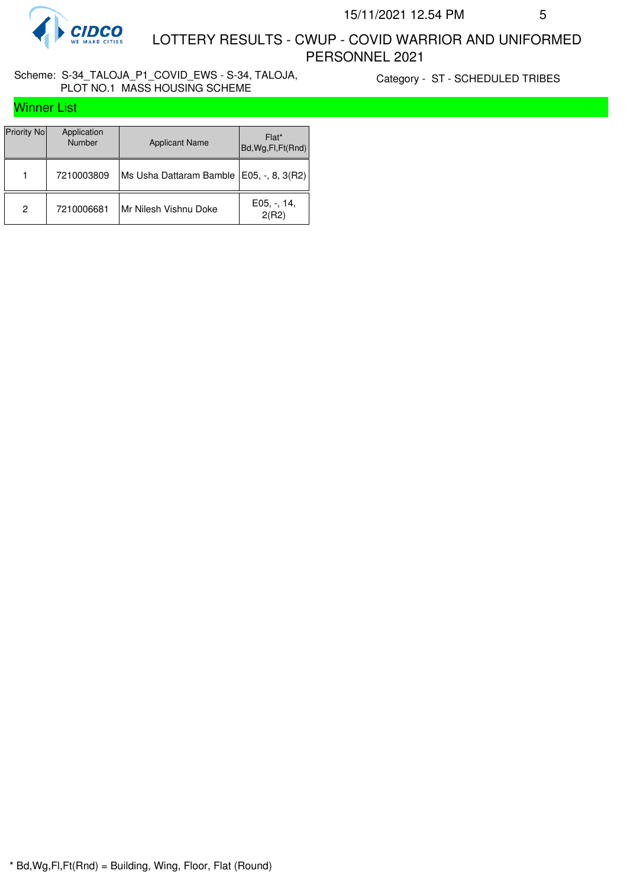# LOTTERY RESULTS - CWUP - COVID WARRIOR AND UNIFORMED PERSONNEL 2021

Scheme: S-34_TALOJA_P1_COVID_EWS - S-34, TALOJA, PLOT NO.1 MASS HOUSING SCHEME

Category - ST - SCHEDULED TRIBES

## Winner List

| Priority No | Application Number | Applicant Name | Flat* Bd,Wg,Fl,Ft(Rnd) |
|---|---|---|---|
| 1 | 7210003809 | Ms Usha Dattaram Bamble | E05, -, 8, 3(R2) |
| 2 | 7210006681 | Mr Nilesh Vishnu Doke | E05, -, 14, 2(R2) |

* Bd,Wg,Fl,Ft(Rnd) = Building, Wing, Floor, Flat (Round)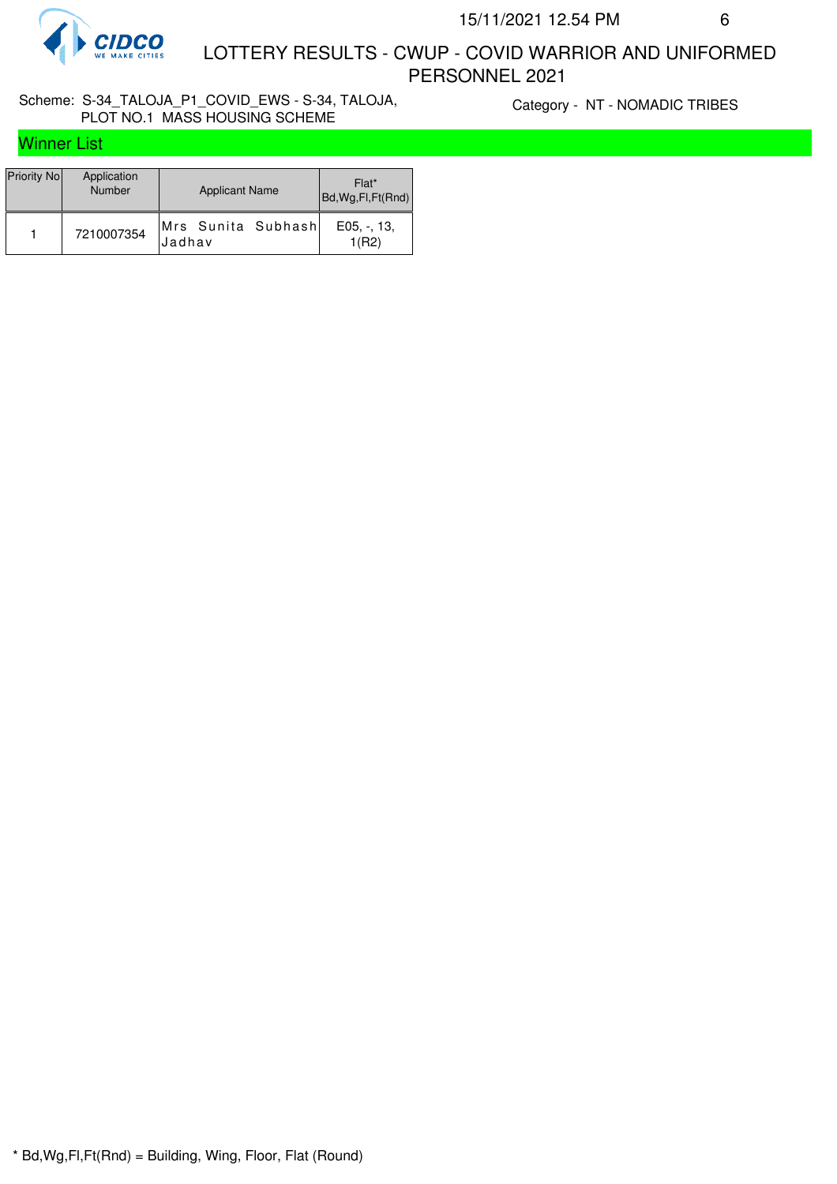# LOTTERY RESULTS - CWUP - COVID WARRIOR AND UNIFORMED PERSONNEL 2021

Scheme: S-34_TALOJA_P1_COVID_EWS - S-34, TALOJA, PLOT NO.1 MASS HOUSING SCHEME

Category - NT - NOMADIC TRIBES

## Winner List

| Priority No | Application Number | Applicant Name | Flat* Bd,Wg,Fl,Ft(Rnd) |
|---|---|---|---|
| 1 | 7210007354 | Mrs Sunita Subhash Jadhav | E05, -, 13, 1(R2) |

* Bd,Wg,Fl,Ft(Rnd) = Building, Wing, Floor, Flat (Round)